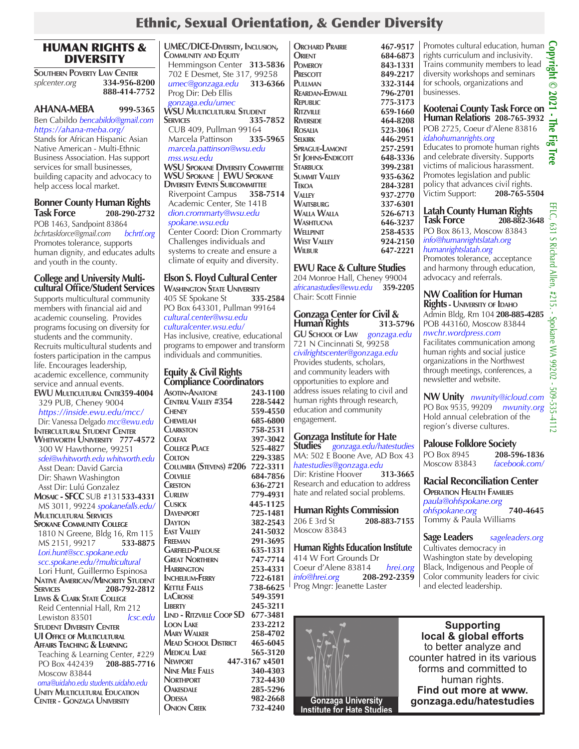# Ethnic, Sexual Orientation, & Gender Diversity

## HUMAN RIGHTS & DIVERSITY

**Southern Poverty Law Center**
splcenter.org 334-956-8200
888-414-7752

**AHANA-MEBA** 999-5365
Ben Cabildo bencabildo@gmail.com
https://ahana-meba.org/
Stands for African Hispanic Asian Native American - Multi-Ethnic Business Association. Has support services for small businesses, building capacity and advocacy to help access local market.

**Bonner County Human Rights Task Force** 208-290-2732
POB 1463, Sandpoint 83864
bchrtaskforce@gmail.com bchrtf.org
Promotes tolerance, supports human dignity, and educates adults and youth in the county.

**College and University Multi-cultural Office/Student Services**
Supports multicultural community members with financial aid and academic counseling. Provides programs focusing on diversity for students and the community. Recruits multicultural students and fosters participation in the campus life. Encourages leadership, academic excellence, community service and annual events.

**EWU Multicultural Cntr** 359-4004
329 PUB, Cheney 9004
https://inside.ewu.edu/mcc/
Dir: Vanessa Delgado mcc@ewu.edu

**Intercultural Student Center Whitworth University** 777-4572
300 W Hawthorne, 99251
sdei@whitworth.edu whitworth.edu
Asst Dean: David Garcia
Dir: Shawn Washington
Asst Dir: Lulú Gonzalez

**Mosaic - SFCC** SUB #131 533-4331
MS 3011, 99224 spokanefalls.edu/

**Multicultural Services Spokane Community College**
1810 N Greene, Bldg 16, Rm 115
MS 2151, 99217 533-8875
Lori.hunt@scc.spokane.edu
scc.spokane.edu/?multicultural
Lori Hunt, Guillermo Espinosa

**Native American/Minority Student Services** 208-792-2812

**Lewis & Clark State College**
Reid Centennial Hall, Rm 212
Lewiston 83501 lcsc.edu

**Student Diversity Center**

**UI Office of Multicultural Affairs Teaching & Learning**
Teaching & Learning Center, #229
PO Box 442439 208-885-7716
Moscow 83844
oma@uidaho.edu students.uidaho.edu

**Unity Multicultural Education Center - Gonzaga University**

**UMEC/DICE-Diversity, Inclusion, Community and Equity**
Hemmingson Center 313-5836
702 E Desmet, Ste 317, 99258
umec@gonzaga.edu 313-6366
Prog Dir: Deb Ellis
gonzaga.edu/umec

**WSU Multicultural Student Services** 335-7852
CUB 409, Pullman 99164
Marcela Pattinson 335-5965
marcela.pattinson@wsu.edu
mss.wsu.edu

**WSU Spokane Diversity Committee WSU Spokane | EWU Spokane Diversity Events Subcommittee**
Riverpoint Campus 358-7514
Academic Center, Ste 141B
dion.crommarty@wsu.edu
spokane.wsu.edu
Center Coord: Dion Crommarty
Challenges individuals and systems to create and ensure a climate of equity and diversity.

**Elson S. Floyd Cultural Center**
**Washington State University**
405 SE Spokane St 335-2584
PO Box 643301, Pullman 99164
cultural.center@wsu.edu
culturalcenter.wsu.edu/
Has inclusive, creative, educational programs to empower and transform individuals and communities.

**Equity & Civil Rights Compliance Coordinators**

| | |
|---|---|
| Asotin-Anatone | 243-1100 |
| Central Valley #354 | 228-5442 |
| Cheney | 559-4550 |
| Chewelah | 685-6800 |
| Clarkston | 758-2531 |
| Colfax | 397-3042 |
| College Place | 525-4827 |
| Colton | 229-3385 |
| Columbia (Stevens) #206 | 722-3311 |
| Colville | 684-7856 |
| Creston | 636-2721 |
| Curlew | 779-4931 |
| Cusick | 445-1125 |
| Davenport | 725-1481 |
| Dayton | 382-2543 |
| East Valley | 241-5032 |
| Freeman | 291-3695 |
| Garfield-Palouse | 635-1331 |
| Great Northern | 747-7714 |
| Harrington | 253-4331 |
| Inchelium-Ferry | 722-6181 |
| Kettle Falls | 738-6625 |
| LaCrosse | 549-3591 |
| Liberty | 245-3211 |
| Lind - Ritzville Coop SD | 677-3481 |
| Loon Lake | 233-2212 |
| Mary Walker | 258-4702 |
| Mead School District | 465-6045 |
| Medical Lake | 565-3120 |
| Newport | 447-3167 x4501 |
| Nine Mile Falls | 340-4303 |
| Northport | 732-4430 |
| Oakesdale | 285-5296 |
| Odessa | 982-2668 |
| Onion Creek | 732-4240 |
| Orchard Prairie | 467-9517 |
| Orient | 684-6873 |
| Pomeroy | 843-1331 |
| Prescott | 849-2217 |
| Pullman | 332-3144 |
| Reardan-Edwall | 796-2701 |
| Republic | 775-3173 |
| Ritzville | 659-1660 |
| Riverside | 464-8208 |
| Rosalia | 523-3061 |
| Selkirk | 446-2951 |
| Sprague-Lamont | 257-2591 |
| St Johns-Endicott | 648-3336 |
| Starbuck | 399-2381 |
| Summit Valley | 935-6362 |
| Tekoa | 284-3281 |
| Valley | 937-2770 |
| Waitsburg | 337-6301 |
| Walla Walla | 526-6713 |
| Washtucna | 646-3237 |
| Wellpinit | 258-4535 |
| West Valley | 924-2150 |
| Wilbur | 647-2221 |

**EWU Race & Culture Studies**
204 Monroe Hall, Cheney 99004
africanastudies@ewu.edu 359-2205
Chair: Scott Finnie

**Gonzaga Center for Civil & Human Rights** 313-5796
**GU School of Law** gonzaga.edu
721 N Cincinnati St, 99258
civilrightscenter@gonzaga.edu
Provides students, scholars, and community leaders with opportunities to explore and address issues relating to civil and human rights through research, education and community engagement.

**Gonzaga Institute for Hate Studies** gonzaga.edu/hatestudies
MA: 502 E Boone Ave, AD Box 43
hatestudies@gonzaga.edu
Dir: Kristine Hoover 313-3665
Research and education to address hate and related social problems.

**Human Rights Commission**
206 E 3rd St 208-883-7155
Moscow 83843

**Human Rights Education Institute**
414 W Fort Grounds Dr
Coeur d'Alene 83814 hrei.org
info@hrei.org 208-292-2359
Prog Mngr: Jeanette Laster
Promotes cultural education, human rights curriculum and inclusivity. Trains community members to lead diversity workshops and seminars for schools, organizations and businesses.

**Kootenai County Task Force on Human Relations** 208-765-3932
POB 2725, Coeur d'Alene 83816
idahohumanrights.org
Educates to promote human rights and celebrate diversity. Supports victims of malicious harassment. Promotes legislation and public policy that advances civil rights.
Victim Support: 208-765-5504

**Latah County Human Rights Task Force** 208-882-3648
PO Box 8613, Moscow 83843
info@humanrightslatah.org
humanrightslatah.org
Promotes tolerance, acceptance and harmony through education, advocacy and referrals.

**NW Coalition for Human Rights - University of Idaho**
Admin Bldg, Rm 104 208-885-4285
POB 443160, Moscow 83844
nwchr.wordpress.com
Facilitates communication among human rights and social justice organizations in the Northwest through meetings, conferences, a newsletter and website.

**NW Unity** nwunity@icloud.com
PO Box 9535, 99209 nwunity.org
Hold annual celebration of the region's diverse cultures.

**Palouse Folklore Society**
PO Box 8945 208-596-1836
Moscow 83843 facebook.com/

**Racial Reconciliation Center**
**Operation Health Families**
paula@ohfspokane.org
ohfspokane.org 740-4645
Tommy & Paula Williams

**Sage Leaders** sageleaders.org
Cultivates democracy in Washington state by developing Black, Indigenous and People of Color community leaders for civic and elected leadership.

Gonzaga University Institute for Hate Studies

**Supporting local & global efforts** to better analyze and counter hatred in its various forms and committed to human rights.
**Find out more at www.gonzaga.edu/hatestudies**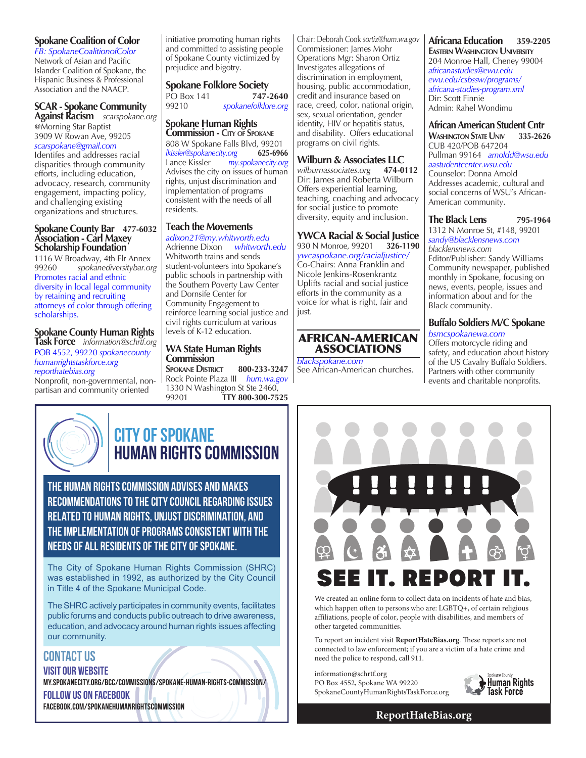### Spokane Coalition of Color

*FB: SpokaneCoalitionofColor*
Network of Asian and Pacific Islander Coalition of Spokane, the Hispanic Business & Professional Association and the NAACP.

### SCAR - Spokane Community Against Racism

*scarspokane.org*
@Morning Star Baptist
3909 W Rowan Ave, 99205
*scarspokane@gmail.com*
Identifes and addresses racial disparities through community efforts, including education, advocacy, research, community engagement, impacting policy, and challenging existing organizations and structures.

### Spokane County Bar Association - Carl Maxey Scholarship Foundation

**477-6032**
1116 W Broadway, 4th Flr Annex
99260 *spokanediversitybar.org*
Promotes racial and ethnic diversity in local legal community by retaining and recruiting attorneys of color through offering scholarships.

### Spokane County Human Rights Task Force

*information@schrtf.org*
POB 4552, 99220 *spokanecountyhumanrightstaskforce.org*
*reporthatebias.org*
Nonprofit, non-governmental, non-partisan and community oriented initiative promoting human rights and committed to assisting people of Spokane County victimized by prejudice and bigotry.

### Spokane Folklore Society

PO Box 141 **747-2640**
99210 *spokanefolklore.org*

### Spokane Human Rights Commission - City of Spokane

808 W Spokane Falls Blvd, 99201
*lkissler@spokanecity.org* **625-6966**
Lance Kissler *my.spokanecity.org*
Advises the city on issues of human rights, unjust discrimination and implementation of programs consistent with the needs of all residents.

### Teach the Movements

*adixon21@my.whitworth.edu*
Adrienne Dixon *whitworth.edu*
Whitworth trains and sends student-volunteers into Spokane's public schools in partnership with the Southern Poverty Law Center and Dornsife Center for Community Engagement to reinforce learning social justice and civil rights curriculum at various levels of K-12 education.

### WA State Human Rights Commission

**Spokane District** **800-233-3247**
Rock Pointe Plaza III *hum.wa.gov*
1330 N Washington St Ste 2460,
99201 **TTY 800-300-7525**
Chair: Deborah Cook *sortiz@hum.wa.gov*
Commissioner: James Mohr
Operations Mgr: Sharon Ortiz
Investigates allegations of discrimination in employment, housing, public accommodation, credit and insurance based on race, creed, color, national origin, sex, sexual orientation, gender identity, HIV or hepatitis status, and disability. Offers educational programs on civil rights.

### Wilburn & Associates LLC

*wilburnassociates.org* **474-0112**
Dir: James and Roberta Wilburn
Offers experiential learning, teaching, coaching and advocacy for social justice to promote diversity, equity and inclusion.

### YWCA Racial & Social Justice

930 N Monroe, 99201 **326-1190**
*ywcaspokane.org/racialjustice/*
Co-Chairs: Anna Franklin and Nicole Jenkins-Rosenkrantz
Uplifts racial and social justice efforts in the community as a voice for what is right, fair and just.

## AFRICAN-AMERICAN ASSOCIATIONS

*blackspokane.com*
See African-American churches.

### Africana Education

**359-2205**
**Eastern Washington University**
204 Monroe Hall, Cheney 99004
*africanastudies@ewu.edu*
*ewu.edu/csbssw/programs/africana-studies-program.xml*
Dir: Scott Finnie
Admin: Rahel Wondimu

### African American Student Cntr

**Washington State Univ** **335-2626**
CUB 420/POB 647204
Pullman 99164 *arnoldd@wsu.edu*
*aastudentcenter.wsu.edu*
Counselor: Donna Arnold
Addresses academic, cultural and social concerns of WSU's African-American community.

### The Black Lens

**795-1964**
1312 N Monroe St, #148, 99201
*sandy@blacklensnews.com*
*blacklensnews.com*
Editor/Publisher: Sandy Williams
Community newspaper, published monthly in Spokane, focusing on news, events, people, issues and information about and for the Black community.

### Buffalo Soldiers M/C Spokane

*bsmcspokanewa.com*
Offers motorcycle riding and safety, and education about history of the US Cavalry Buffalo Soldiers. Partners with other community events and charitable nonprofits.

---

## CITY OF SPOKANE HUMAN RIGHTS COMMISSION

**THE HUMAN RIGHTS COMMISSION ADVISES AND MAKES RECOMMENDATIONS TO THE CITY COUNCIL REGARDING ISSUES RELATED TO HUMAN RIGHTS, UNJUST DISCRIMINATION, AND THE IMPLEMENTATION OF PROGRAMS CONSISTENT WITH THE NEEDS OF ALL RESIDENTS OF THE CITY OF SPOKANE.**

The City of Spokane Human Rights Commission (SHRC) was established in 1992, as authorized by the City Council in Title 4 of the Spokane Municipal Code.

The SHRC actively participates in community events, facilitates public forums and conducts public outreach to drive awareness, education, and advocacy around human rights issues affecting our community.

### CONTACT US

**VISIT OUR WEBSITE**
MY.SPOKANECITY.ORG/BCC/COMMISSIONS/SPOKANE-HUMAN-RIGHTS-COMMISSION/

**FOLLOW US ON FACEBOOK**
FACEBOOK.COM/SPOKANEHUMANRIGHTSCOMMISSION

---

## SEE IT. REPORT IT.

We created an online form to collect data on incidents of hate and bias, which happen often to persons who are: LGBTQ+, of certain religious affiliations, people of color, people with disabilities, and members of other targeted communities.

To report an incident visit **ReportHateBias.org**. These reports are not connected to law enforcement; if you are a victim of a hate crime and need the police to respond, call 911.

information@schrtf.org
PO Box 4552, Spokane WA 99220
SpokaneCountyHumanRightsTaskForce.org

Spokane County Human Rights Task Force

**ReportHateBias.org**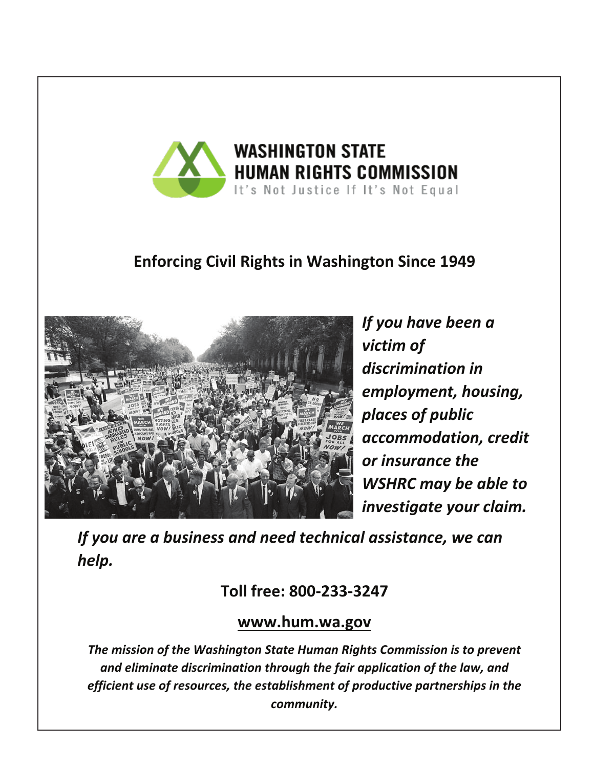# WASHINGTON STATE HUMAN RIGHTS COMMISSION

It's Not Justice If It's Not Equal

## Enforcing Civil Rights in Washington Since 1949

***If you have been a victim of discrimination in employment, housing, places of public accommodation, credit or insurance the WSHRC may be able to investigate your claim.***

***If you are a business and need technical assistance, we can help.***

**Toll free: 800-233-3247**

**www.hum.wa.gov**

***The mission of the Washington State Human Rights Commission is to prevent and eliminate discrimination through the fair application of the law, and efficient use of resources, the establishment of productive partnerships in the community.***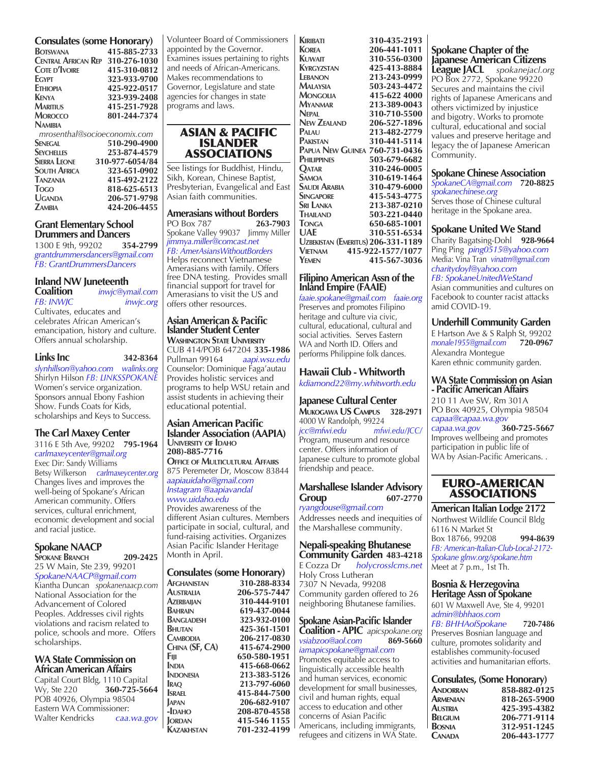### Consulates (some Honorary)

| | |
|---|---|
| Botswana | 415-885-2733 |
| Central African Rep | 310-276-1030 |
| Cote d'Ivoire | 415-310-0812 |
| Egypt | 323-933-9700 |
| Ethiopia | 425-922-0517 |
| Kenya | 323-939-2408 |
| Maritius | 415-251-7928 |
| Morocco | 801-244-7374 |
| Namibia | *mrosenthal@socioeconomix.com* |
| Senegal | 510-290-4900 |
| Seychelles | 253-874-4579 |
| Sierra Leone | 310-977-6054/84 |
| South Africa | 323-651-0902 |
| Tanzania | 415-492-2122 |
| Togo | 818-625-6513 |
| Uganda | 206-571-9798 |
| Zambia | 424-206-4455 |

### Grant Elementary School Drummers and Dancers
1300 E 9th, 99202 **354-2799**
*grantdrummersdancers@gmail.com*
*FB: GrantDrummersDancers*

### Inland NW Juneteenth Coalition
*inwjc@ymail.com*
*FB: INWJC* *inwjc.org*
Cultivates, educates and celebrates African American's emancipation, history and culture. Offers annual scholarship.

### Links Inc **342-8364**
*slynhillson@yahoo.com* *walinks.org*
Shirlyn Hilson *FB: LINKSSPOKANE*
Women's service organization. Sponsors annual Ebony Fashion Show. Funds Coats for Kids, scholarships and Keys to Success.

### The Carl Maxey Center
3116 E 5th Ave, 99202 **795-1964**
*carlmaxeycenter@gmail.org*
Exec Dir: Sandy Williams
Betsy Wilkerson *carlmaxeycenter.org*
Changes lives and improves the well-being of Spokane's African American community. Offers services, cultural enrichment, economic development and social and racial justice.

### Spokane NAACP
**Spokane Branch** **209-2425**
25 W Main, Ste 239, 99201
*SpokaneNAACP@gmail.com*
Kiantha Duncan *spokanenaacp.com*
National Association for the Advancement of Colored Peoples. Addresses civil rights violations and racism related to police, schools and more. Offers scholarships.

### WA State Commission on African American Affairs
Capital Court Bldg, 1110 Capital Wy, Ste 220 **360-725-5664**
POB 40926, Olympia 98504
Eastern WA Commissioner:
Walter Kendricks *caa.wa.gov*
Volunteer Board of Commissioners appointed by the Governor. Examines issues pertaining to rights and needs of African-Americans. Makes recommendations to Governor, Legislature and state agencies for changes in state programs and laws.

## ASIAN & PACIFIC ISLANDER ASSOCIATIONS

See listings for Buddhist, Hindu, Sikh, Korean, Chinese Baptist, Presbyterian, Evangelical and East Asian faith communities.

### Amerasians without Borders
PO Box 787 **263-7903**
Spokane Valley 99037 Jimmy Miller
*jimmya.miller@comcast.net*
*FB: AmerAsiansWithoutBorders*
Helps reconnect Vietnamese Amerasians with family. Offers free DNA testing. Provides small financial support for travel for Amerasians to visit the US and offers other resources.

### Asian American & Pacific Islander Student Center
**Washington State University**
CUB 414/POB 647204 **335-1986**
Pullman 99164 *aapi.wsu.edu*
Counselor: Dominique Faga'autau
Provides holistic services and programs to help WSU retain and assist students in achieving their educational potential.

### Asian American Pacific Islander Association (AAPIA)
**University of Idaho**
**208)-885-7716**
**Office of Multicultural Affairs**
875 Peremeter Dr, Moscow 83844
*aapiauidaho@gmail.com*
*Instagram @aapiavandal*
*www.uidaho.edu*
Provides awareness of the different Asian cultures. Members participate in social, cultural, and fund-raising activities. Organizes Asian Pacific Islander Heritage Month in April.

### Consulates (some Honorary)

| | |
|---|---|
| Afghanistan | 310-288-8334 |
| Australia | 206-575-7447 |
| Azerbaijan | 310-444-9101 |
| Bahrain | 619-437-0044 |
| Bangladesh | 323-932-0100 |
| Bhutan | 425-361-1501 |
| Cambodia | 206-217-0830 |
| China (SF, CA) | 415-674-2900 |
| Fiji | 650-580-1951 |
| India | 415-668-0662 |
| Indonesia | 213-383-5126 |
| Iraq | 213-797-6060 |
| Israel | 415-844-7500 |
| Japan | 206-682-9107 |
| -Idaho | 208-870-4558 |
| Jordan | 415-546 1155 |
| Kazakhstan | 701-232-4199 |
| Kiribati | 310-435-2193 |
| Korea | 206-441-1011 |
| Kuwait | 310-556-0300 |
| Kyrgyzstan | 425-413-8884 |
| Lebanon | 213-243-0999 |
| Malaysia | 503-243-4472 |
| Mongolia | 415-622 4000 |
| Myanmar | 213-389-0043 |
| Nepal | 310-710-5500 |
| New Zealand | 206-527-1896 |
| Palau | 213-482-2779 |
| Pakistan | 310-441-5114 |
| Papua New Guinea | 760-731-0436 |
| Philippines | 503-679-6682 |
| Qatar | 310-246-0005 |
| Samoa | 310-619-1464 |
| Saudi Arabia | 310-479-6000 |
| Singapore | 415-543-4775 |
| Sri Lanka | 213-387-0210 |
| Thailand | 503-221-0440 |
| Tonga | 650-685-1001 |
| UAE | 310-551-6534 |
| Uzbekistan (Emeritus) | 206-331-1189 |
| Vietnam | 415-922-1577/1077 |
| Yemen | 415-567-3036 |

### Filipino American Assn of the Inland Empire (FAAIE)
*faaie.spokane@gmail.com* *faaie.org*
Preserves and promotes Filipino heritage and culture via civic, cultural, educational, cultural and social activities. Serves Eastern WA and North ID. Offers and performs Philippine folk dances.

### Hawaii Club - Whitworth
*kdiamond22@my.whitworth.edu*

### Japanese Cultural Center
**Mukogawa US Campus** **328-2971**
4000 W Randolph, 99224
*jcc@mfwi.edu* *mfwi.edu/JCC/*
Program, museum and resource center. Offers information of Japanese culture to promote global friendship and peace.

### Marshallese Islander Advisory Group **607-2770**
*ryangdouse@gmail.com*
Addresses needs and inequities of the Marshallese community.

### Nepali-speaking Bhutanese Community Garden **483-4218**
E Cozza Dr *holycrosslcms.net*
Holy Cross Lutheran
7307 N Nevada, 99208
Community garden offered to 26 neighboring Bhutanese families.

### Spokane Asian-Pacific Islander Coalition - APIC
*apicspokane.org*
*vsiabzoo@aol.com* **869-5660**
*iamapicspokane@gmail.com*
Promotes equitable access to linguistically accessible health and human services, economic development for small businesses, civil and human rights, equal access to education and other concerns of Asian Pacific Americans, including immigrants, refugees and citizens in WA State.

### Spokane Chapter of the Japanese American Citizens League JACL
*spokanejacl.org*
PO Box 2772, Spokane 99220
Secures and maintains the civil rights of Japanese Americans and others victimized by injustice and bigotry. Works to promote cultural, educational and social values and preserve heritage and legacy the of Japanese American Community.

### Spokane Chinese Association
*SpokaneCA@gmail.com* **720-8825**
*spokanechinese.org*
Serves those of Chinese cultural heritage in the Spokane area.

### Spokane United We Stand
Charity Bagatsing-Dohl **928-9664**
Ping Ping *ping0515@yahoo.com*
Media: Vina Tran *vinatrn@gmail.com*
*charitydoyl@yahoo.com*
*FB: SpokaneUnitedWeStand*
Asian communities and cultures on Facebook to counter racist attacks amid COVID-19.

### Underhill Community Garden
E Hartson Ave & S Ralph St, 99202
*monale1955@gmail.com* **720-0967**
Alexandra Montegue
Karen ethnic community garden.

### WA State Commission on Asian - Pacific American Affairs
210 11 Ave SW, Rm 301A
PO Box 40925, Olympia 98504
*capaa@capaa.wa.gov*
*capaa.wa.gov* **360-725-5667**
Improves wellbeing and promotes participation in public life of WA by Asian-Pacific Americans. .

## EURO-AMERICAN ASSOCIATIONS

### American Italian Lodge 2172
Northwest Wildlife Council Bldg
6116 N Market St
Box 18766, 99208 **994-8639**
*FB: American-Italian-Club-Local-2172-Spokane glnw.org/spokane.htm*
Meet at 7 p.m., 1st Th.

### Bosnia & Herzegovina Heritage Assn of Spokane
601 W Maxwell Ave, Ste 4, 99201
*admin@bhhaos.com*
*FB: BHHAofSpokane* **720-7486**
Preserves Bosnian language and culture, promotes solidarity and establishes community-focused activities and humanitarian efforts.

### Consulates, (Some Honorary)

| | |
|---|---|
| Andorran | 858-882-0125 |
| Armenian | 818-265-5900 |
| Austria | 425-395-4382 |
| Belgium | 206-771-9114 |
| Bosnia | 312-951-1245 |
| Canada | 206-443-1777 |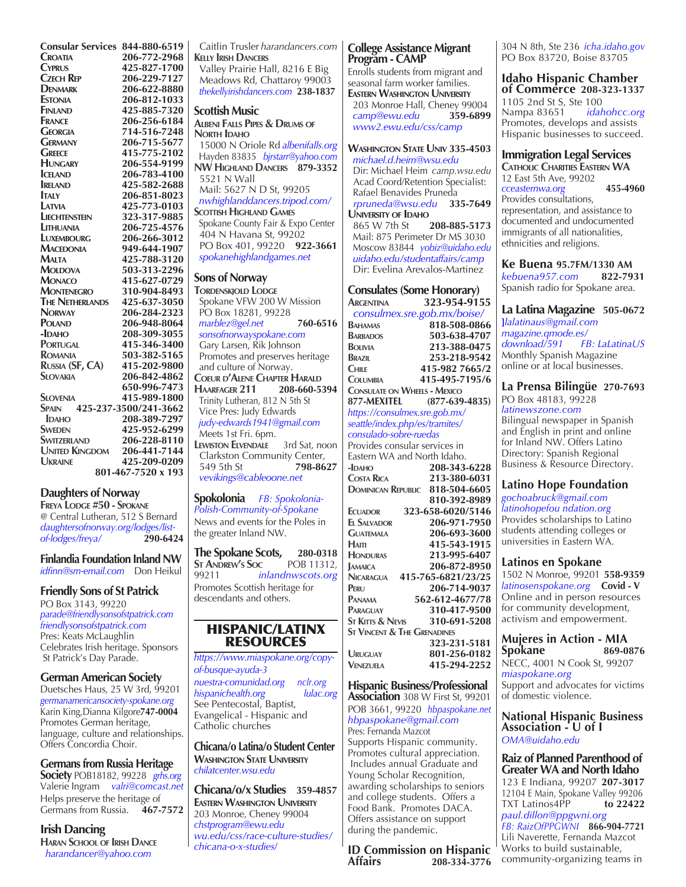**Consular Services 844-880-6519**

| | |
|---|---|
| Croatia | 206-772-2968 |
| Cyprus | 425-827-1700 |
| Czech Rep | 206-229-7127 |
| Denmark | 206-622-8880 |
| Estonia | 206-812-1033 |
| Finland | 425-885-7320 |
| France | 206-256-6184 |
| Georgia | 714-516-7248 |
| Germany | 206-715-5677 |
| Greece | 415-775-2102 |
| Hungary | 206-554-9199 |
| Iceland | 206-783-4100 |
| Ireland | 425-582-2688 |
| Italy | 206-851-8023 |
| Latvia | 425-773-0103 |
| Liechtenstein | 323-317-9885 |
| Lithuania | 206-725-4576 |
| Luxembourg | 206-266-3012 |
| Macedonia | 949-644-1907 |
| Malta | 425-788-3120 |
| Moldova | 503-313-2296 |
| Monaco | 415-627-0729 |
| Montenegro | 310-904-8493 |
| The Netherlands | 425-637-3050 |
| Norway | 206-284-2323 |
| Poland | 206-948-8064 |
| -Idaho | 208-309-3055 |
| Portugal | 415-346-3400 |
| Romania | 503-382-5165 |
| Russia (SF, CA) | 415-202-9800 |
| Slovakia | 206-842-4862 |
| | 650-996-7473 |
| Slovenia | 415-989-1800 |
| Spain | 425-237-3500/241-3662 |
| Idaho | 208-389-7297 |
| Sweden | 425-952-6299 |
| Switzerland | 206-228-8110 |
| United Kingdom | 206-441-7144 |
| Ukraine | 425-209-0209 |
| | 801-467-7520 x 193 |

## Daughters of Norway

**Freya Lodge #50 - Spokane**
@ Central Lutheran, 512 S Bernard
*daughtersofnorway.org/lodges/list-of-lodges/freya/* **290-6424**

## Finlandia Foundation Inland NW

*idfinn@sm-email.com* Don Heikul

## Friendly Sons of St Patrick

PO Box 3143, 99220
*parade@friendlysonsofstpatrick.com*
*friendlysonsofstpatrick.com*
Pres: Keats McLaughlin
Celebrates Irish heritage. Sponsors St Patrick's Day Parade.

## German American Society

Duetsches Haus, 25 W 3rd, 99201
*germanamericansociety-spokane.org*
Karin King,Dianna Kilgore **747-0004**
Promotes German heritage, language, culture and relationships. Offers Concordia Choir.

## Germans from Russia Heritage Society

POB18182, 99228 *grhs.org*
Valerie Ingram *valri@comcast.net*
Helps preserve the heritage of Germans from Russia. **467-7572**

## Irish Dancing

**Haran School of Irish Dance**
*harandancer@yahoo.com*
Caitlin Trusler *harandancers.com*

**Kelly Irish Dancers**
Valley Prairie Hall, 8216 E Big Meadows Rd, Chattaroy 99003
*thekellyirishdancers.com* **238-1837**

## Scottish Music

**Albeni Falls Pipes & Drums of North Idaho**
15000 N Oriole Rd *albenifalls.org*
Hayden 83835 *bjrstarr@yahoo.com*

**NW Highland Dancers 879-3352**
5521 N Wall
Mail: 5627 N D St, 99205
*nwhighlanddancers.tripod.com/*

**Scottish Highland Games**
Spokane County Fair & Expo Center
404 N Havana St, 99202
PO Box 401, 99220 **922-3661**
*spokanehighlandgames.net*

## Sons of Norway

**Tordenskjold Lodge**
Spokane VFW 200 W Mission
PO Box 18281, 99228
*marblez@gel.net* **760-6516**
*sonsofnorwayspokane.com*
Gary Larsen, Rik Johnson
Promotes and preserves heritage and culture of Norway.

**Coeur d'Alene Chapter Harald Haarfager 211 208-660-5394**
Trinity Lutheran, 812 N 5th St
Vice Pres: Judy Edwards
*judy-edwards1941@gmail.com*
Meets 1st Fri. 6pm.

**Lewiston Elvendale** 3rd Sat, noon
Clarkston Community Center, 549 5th St **798-8627**
*vevikings@cableone.net*

## Spokolonia

*FB: Spokolonia-Polish-Community-of-Spokane*
News and events for the Poles in the greater Inland NW.

## The Spokane Scots, 280-0318

**St Andrew's Soc** POB 11312, 99211 *inlandnwscots.org*
Promotes Scottish heritage for descendants and others.

# HISPANIC/LATINX RESOURCES

*https://www.miaspokane.org/copy-of-busque-ayuda-3*
*nuestra-comunidad.org* *nclr.org*
*hispanichealth.org* *lulac.org*
See Pentecostal, Baptist, Evangelical - Hispanic and Catholic churches

## Chicana/o Latina/o Student Center

**Washington State University**
*chilatcenter.wsu.edu*

## Chicana/o/x Studies 359-4857

**Eastern Washington University**
203 Monroe, Cheney 99004
*chstprogram@ewu.edu*
*wu.edu/css/race-culture-studies/chicana-o-x-studies/*

## College Assistance Migrant Program - CAMP

Enrolls students from migrant and seasonal farm worker families.

**Eastern Washington University**
203 Monroe Hall, Cheney 99004
*camp@ewu.edu* **359-6899**
*www2.ewu.edu/css/camp*

**Washington State Univ 335-4503**
*michael.d.heim@wsu.edu*
Dir: Michael Heim *camp.wsu.edu*
Acad Coord/Retention Specialist: Rafael Benavides Pruneda
*rpruneda@wsu.edu* **335-7649**

**University of Idaho**
865 W 7th St **208-885-5173**
Mail: 875 Perimeter Dr MS 3030
Moscow 83844 *yobiz@uidaho.edu*
*uidaho.edu/studentaffairs/camp*
Dir: Evelina Arevalos-Martinez

## Consulates (Some Honorary)

| | |
|---|---|
| Argentina | 323-954-9155 |

*consulmex.sre.gob.mx/boise/*

| | |
|---|---|
| Bahamas | 818-508-0866 |
| Barbados | 503-638-4707 |
| Bolivia | 213-388-0475 |
| Brazil | 253-218-9542 |
| Chile | 415-982 7665/2 |
| Columbia | 415-495-7195/6 |

**Consulate on Wheels - Mexico**
**877-MEXITEL (877-639-4835)**
*https://consulmex.sre.gob.mx/seattle/index.php/es/tramites/consulado-sobre-ruedas*
Provides consular services in Eastern WA and North Idaho.

| | |
|---|---|
| -Idaho | 208-343-6228 |
| Costa Rica | 213-380-6031 |
| Dominican Republic | 818-504-6605 |
| | 810-392-8989 |
| Ecuador | 323-658-6020/5146 |
| El Salvador | 206-971-7950 |
| Guatemala | 206-693-3600 |
| Haiti | 415-543-1915 |
| Honduras | 213-995-6407 |
| Jamaica | 206-872-8950 |
| Nicaragua | 415-765-6821/23/25 |
| Peru | 206-714-9037 |
| Panama | 562-612-4677/78 |
| Paraguay | 310-417-9500 |
| St Kitts & Nevis | 310-691-5208 |
| St Vincent & The Grenadines | |
| | 323-231-5181 |
| Uruguay | 801-256-0182 |
| Venezuela | 415-294-2252 |

## Hispanic Business/Professional Association

308 W First St, 99201
POB 3661, 99220 *hbpaspokane.net*
*hbpaspokane@gmail.com*
Pres: Fernanda Mazcot
Supports Hispanic community. Promotes cultural appreciation. Includes annual Graduate and Young Scholar Recognition, awarding scholarships to seniors and college students. Offers a Food Bank. Promotes DACA. Offers assistance on support during the pandemic.

## ID Commission on Hispanic Affairs 208-334-3776

304 N 8th, Ste 236 *icha.idaho.gov*
PO Box 83720, Boise 83705

## Idaho Hispanic Chamber of Commerce 208-323-1337

1105 2nd St S, Ste 100
Nampa 83651 *idahohcc.org*
Promotes, develops and assists Hispanic businesses to succeed.

## Immigration Legal Services

**Catholic Charities Eastern WA**
12 East 5th Ave, 99202
*cceasternwa.org* **455-4960**
Provides consultations, representation, and assistance to documented and undocumented immigrants of all nationalities, ethnicities and religions.

## Ke Buena 95.7FM/1330 AM

*kebuena957.com* **822-7931**
Spanish radio for Spokane area.

## La Latina Magazine 505-0672

]*lalatinaus@gmail.com*
*magazine.qmode.es/download/591* *FB: LaLatinaUS*
Monthly Spanish Magazine online or at local businesses.

## La Prensa Bilingüe 270-7693

PO Box 48183, 99228
*latinewszone.com*
Bilingual newspaper in Spanish and English in print and online for Inland NW. Offers Latino Directory: Spanish Regional Business & Resource Directory.

## Latino Hope Foundation

*gochoabruck@gmail.com*
*latinohopefou ndation.org*
Provides scholarships to Latino students attending colleges or universities in Eastern WA.

## Latinos en Spokane

1502 N Monroe, 99201 **558-9359**
*latinosenspokane.org* **Covid - V**
Online and in person resources for community development, activism and empowerment.

## Mujeres in Action - MIA Spokane 869-0876

NECC, 4001 N Cook St, 99207
*miaspokane.org*
Support and advocates for victims of domestic violence.

## National Hispanic Business Association - U of I

*OMA@uidaho.edu*

## Raiz of Planned Parenthood of Greater WA and North Idaho

123 E Indiana, 99207 **207-3017**
12104 E Main, Spokane Valley 99206
TXT Latinos4PP **to 22422**
*paul.dillon@ppgwni.org*
*FB: RaizOfPPGWNI* **866-904-7721**
Lili Naverette, Fernanda Mazcot
Works to build sustainable, community-organizing teams in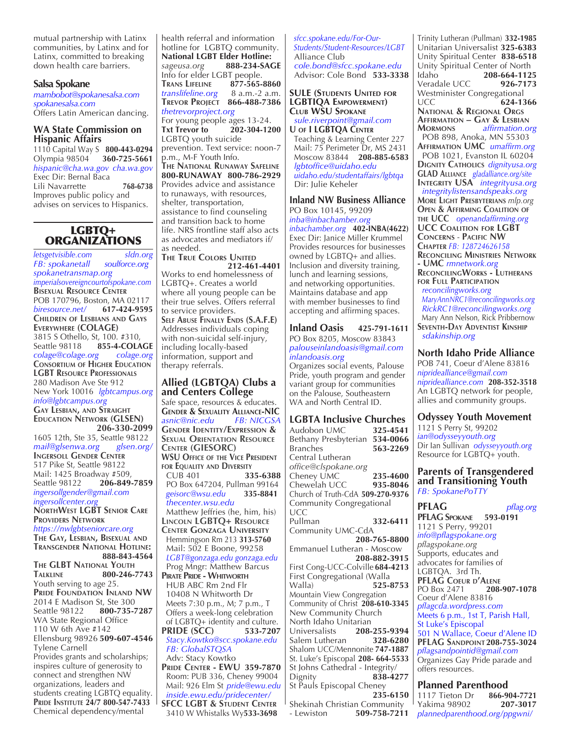mutual partnership with Latinx communities, by Latinx and for Latinx, committed to breaking down health care barriers.

### Salsa Spokane

*mambobot@spokanesalsa.com*
*spokanesalsa.com*
Offers Latin American dancing.

### WA State Commission on Hispanic Affairs

1110 Capital Way S **800-443-0294**
Olympia 98504 **360-725-5661**
*hispanic@cha.wa.gov cha.wa.gov*
Exec Dir: Bernal Baca
Lili Navarrette **768-6738**
Improves public policy and advises on services to Hispanics.

## LGBTQ+ ORGANIZATIONS

*letsgetvisible.com sldn.org*
*FB: spokanetall soulforce.org*
*spokanetransmap.org*
*imperialsovereigncourtofspokane.com*

**Bisexual Resource Center**
POB 170796, Boston, MA 02117
*biresource.net/* **617-424-9595**

**Children of Lesbians and Gays Everywhere (COLAGE)**
3815 S Othello, St, 100. #310, Seattle 98118 **855-4-COLAGE**
*colage@colage.org colage.org*

**Consortium of Higher Education LGBT Resource Professionals**
280 Madison Ave Ste 912
New York 10016 *lgbtcampus.org*
*info@lgbtcampus.org*

**Gay Lesbian, and Straight Education Network (GLSEN)** **206-330-2099**
1605 12th, Ste 35, Seattle 98122
*mail@glsenwa.org glsen.org/*

**Ingersoll Gender Center**
517 Pike St, Seattle 98122
Mail: 1425 Broadway #509, Seattle 98122 **206-849-7859**
*ingersollgender@gmail.com*
*ingersollcenter.org*

**NorthWest LGBT Senior Care Providers Network**
*https://nwlgbtseniorcare.org*

**The Gay, Lesbian, Bisexual and Transgender National Hotline:** **888-843-4564**

**The GLBT National Youth Talkline** **800-246-7743**
Youth serving to age 25.

**Pride Foundation Inland NW**
2014 E Madison St, Ste 300
Seattle 98122 **800-735-7287**
WA State Regional Office
110 W 6th Ave #142
Ellensburg 98926 **509-607-4546**
Tylene Carnell
Provides grants and scholarships; inspires culture of generosity to connect and strengthen NW organizations, leaders and students creating LGBTQ equality.

**Pride Institute 24/7 800-547-7433**
Chemical dependency/mental health referral and information hotline for LGBTQ community.

**National LGBT Elder Hotline:**
*sageusa.org* **888-234-SAGE**
Info for elder LGBT people.

**Trans Lifeline** **877-565-8860**
*translifeline.org* 8 a.m.-2 a.m.

**Trevor Project** **866-488-7386**
*thetrevorproject.org*
For young people ages 13-24.
**Txt Trevor to** **202-304-1200**
LGBTQ youth suicide prevention. Text service: noon-7 p.m., M-F Youth Info.

**The National Runaway Safeline 800-RUNAWAY 800-786-2929**
Provides advice and assistance to runaways, with resources, shelter, transportation, assistance to find counseling and transition back to home life. NRS frontline staff also acts as advocates and mediators if/ as needed.

**The True Colors United** **212-461-4401**
Works to end homelessness of LGBTQ+. Creates a world where all young people can be their true selves. Offers referral to service providers.

**Self Abuse Finally Ends (S.A.F.E)**
Addresses individuals coping with non-suicidal self-injury, including locally-based information, support and therapy referrals.

### Allied (LGBTQA) Clubs a and Centers College

Safe space, resources & educates.

**Gender & Sexuality Alliance-NIC**
*asnic@nic.edu FB: NICGSA*

**Gender Identity/Expression & Sexual Orientation Resource Center (GIESORC)**

**WSU Office of the Vice President for Equality and Diversity**
CUB 401 **335-6388**
PO Box 647204, Pullman 99164
*geisorc@wsu.edu* **335-8841**
*thecenter.wsu.edu*
Matthew Jeffries (he, him, his)

**Lincoln LGBTQ+ Resource Center Gonzaga University**
Hemmingson Rm 213 **313-5760**
Mail: 502 E Boone, 99258
*LGBT@gonzaga.edu gonzaga.edu*
Prog Mngr: Matthew Barcus

**Pirate Pride - Whitworth**
HUB ABC Rm 2nd Flr
10408 N Whitworth Dr
Meets 7:30 p.m., M; 7 p.m., T
Offers a week-long celebration of LGBTQ+ identity and culture.

**PRIDE (SCC)** **533-7207**
*Stacy.Kowtko@scc.spokane.edu*
*FB: GlobalSTQSA*
Adv: Stacy Kowtko

**Pride Center - EWU 359-7870**
Room: PUB 336, Cheney 99004
Mail: 926 Elm St *pride@ewu.edu*
*inside.ewu.edu/pridecenter/*

**SFCC LGBT & Student Center**
3410 W Whistalks Wy**533-3698**
*sfcc.spokane.edu/For-Our-Students/Student-Resources/LGBT*
Alliance Club
*cole.bond@sfcc.spokane.edu*
Advisor: Cole Bond **533-3338**

**SULE (Students United for LGBTIQA Empowerment) Club WSU Spokane**
*sule.riverpoint@gmail.com*

**U of I LGBTQA Center**
Teaching & Learning Center 227
Mail: 75 Perimeter Dr, MS 2431
Moscow 83844 **208-885-6583**
*lgbtoffice@uidaho.edu*
*uidaho.edu/studentaffairs/lgbtqa*
Dir: Julie Keheler

### Inland NW Business Alliance

PO Box 10145, 99209
*inba@inbachamber.org*
*inbachamber.org* **402-INBA(4622)**
Exec Dir: Janice Miller Krummel
Provides resources for businesses owned by LGBTQ+ and allies. Inclusion and diversity training, lunch and learning sessions, and networking opportunities. Maintains database and app with member businesses to find accepting and affirming spaces.

### Inland Oasis **425-791-1611**

PO Box 8205, Moscow 83843
*palouseinlandoasis@gmail.com*
*inlandoasis.org*
Organizes social events, Palouse Pride, youth program and gender variant group for communities on the Palouse, Southeastern WA and North Central ID.

### LGBTA Inclusive Churches

Audobon UMC **325-4541**
Bethany Presbyterian **534-0066**
Branches **563-2269**
Central Lutheran
*office@clspokane.org*
Cheney UMC **235-4600**
Chewelah UCC **935-8046**
Church of Truth-CdA **509-270-9376**
Community Congregational UCC
Pullman **332-6411**
Community UMC-CdA **208-765-8800**
Emmanuel Lutheran - Moscow **208-882-3915**
First Cong-UCC-Colville **684-4213**
First Congregational (Walla Walla) **525-8753**
Mountain View Congregation
Community of Christ **208-610-3345**
New Community Church
North Idaho Unitarian Universalists **208-255-9394**
Salem Lutheran **328-6280**
Shalom UCC/Mennonite **747-1887**
St. Luke's Episcopal **208- 664-5533**
St Johns Cathedral - Integrity/ Dignity **838-4277**
St Pauls Episcopal Cheney **235-6150**
Shekinah Christian Community - Lewiston **509-758-7211**
Trinity Lutheran (Pullman) **332-1985**
Unitarian Universalist **325-6383**
Unity Spiritual Center **838-6518**
Unity Spiritual Center of North Idaho **208-664-1125**
Veradale UCC **926-7173**
Westminister Congregational UCC **624-1366**

**National & Regional Orgs**

**Affirmation – Gay & Lesbian Mormons** *affirmation.org*
POB 898, Anoka, MN 55303

**Affirmation UMC** *umaffirm.org*
POB 1021, Evanston IL 60204

**Dignity Catholics** *dignityusa.org*

**GLAD Alliance** *gladalliance.org/site*

**Integrity USA** *integrityusa.org*
*integritylistensandspeaks.org*

**More Light Presbyterians** *mlp.org*

**Open & Affirming Coalition of the UCC** *openandaffirming.org*

**UCC Coalition for LGBT Concerns - Pacific NW Chapter** *FB: 128724626158*

**Reconciling Ministries Network - UMC** *rmnetwork.org*

**ReconcilingWorks - Lutherans for Full Participation**
*reconcilingworks.org*
*MaryAnnNRC1@reconcilingworks.org*
*RickRC1@reconcilingworks.org*
Mary Ann Nelson, Rick Pribbernow

**Seventh-Day Adventist Kinship**
*sdakinship.org*

### North Idaho Pride Alliance

POB 741, Coeur d'Alene 83816
*nipridealliance@gmail.com*
*nipridealliance.com* **208-352-3518**
An LGBTQ network for people, allies and community groups.

### Odyssey Youth Movement

1121 S Perry St, 99202
*ian@odysseyyouth.org*
Dir Ian Sullivan *odysseyyouth.org*
Resource for LGBTQ+ youth.

### Parents of Transgendered and Transitioning Youth

*FB: SpokanePoTTY*

### PFLAG *pflag.org*

**PFLAG Spokane** **593-0191**
1121 S Perry, 99201
*info@pflagspokane.org*
*pflagspokane.org*
Supports, educates and advocates for families of LGBTQA. 3rd Th.

**PFLAG Coeur d'Alene**
PO Box 2471 **208-907-1078**
Coeur d'Alene 83816
*pflagcda.wordpress.com*
Meets 6 p.m., 1st T, Parish Hall, St Luke's Episcopal
501 N Wallace, Coeur d'Alene ID

**PFLAG Sandpoint 208-755-3024**
*pflagsandpointid@gmail.com*
Organizes Gay Pride parade and offers resources.

### Planned Parenthood

1117 Tieton Dr **866-904-7721**
Yakima 98902 **207-3017**
*plannedparenthood.org/ppgwni/*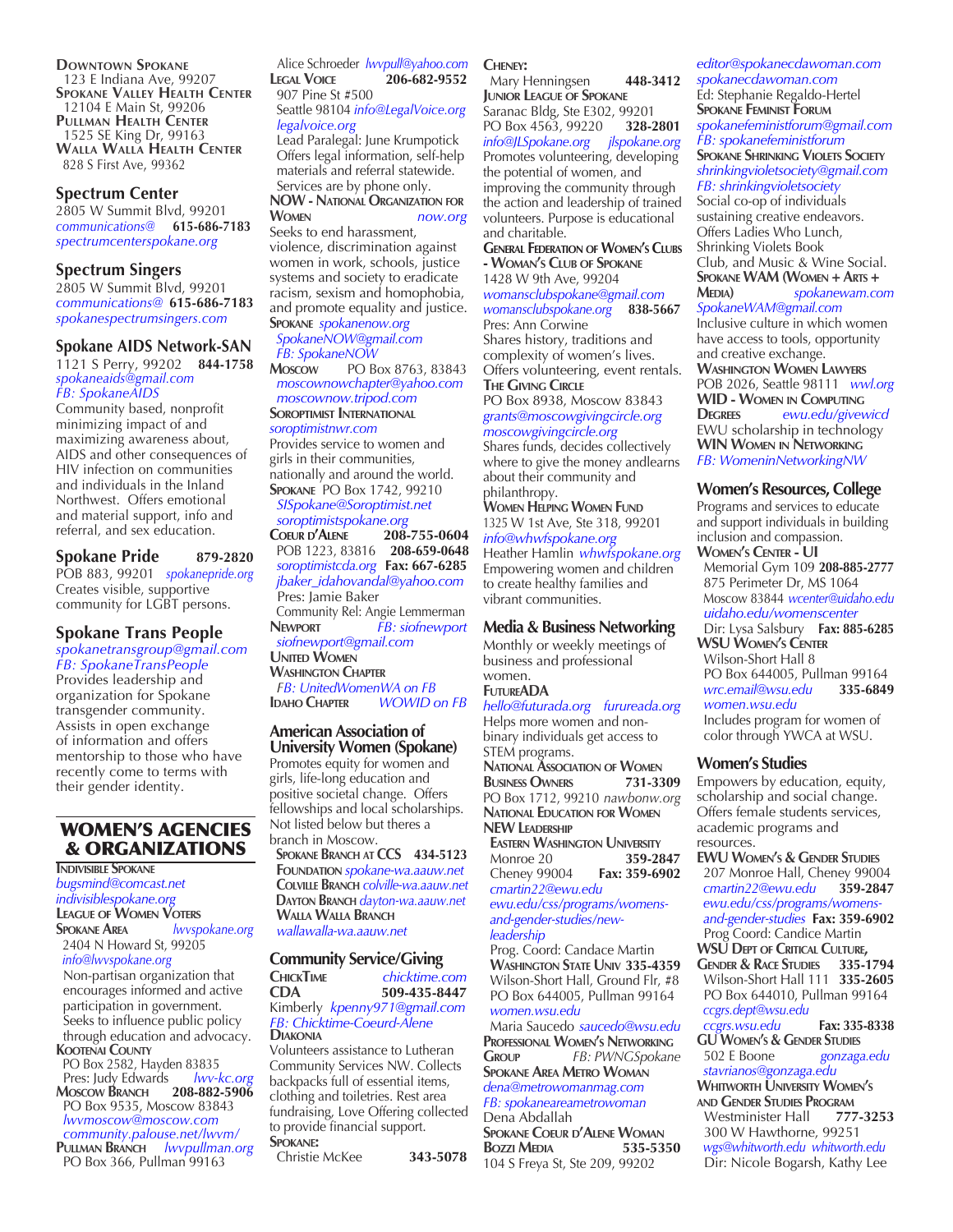**Downtown Spokane**
123 E Indiana Ave, 99207
**Spokane Valley Health Center**
12104 E Main St, 99206
**Pullman Health Center**
1525 SE King Dr, 99163
**Walla Walla Health Center**
828 S First Ave, 99362

## Spectrum Center

2805 W Summit Blvd, 99201
*communications@* 615-686-7183
*spectrumcenterspokane.org*

## Spectrum Singers

2805 W Summit Blvd, 99201
*communications@* 615-686-7183
*spokanespectrumsingers.com*

## Spokane AIDS Network-SAN

1121 S Perry, 99202 **844-1758**
*spokaneaids@gmail.com*
*FB: SpokaneAIDS*
Community based, nonprofit minimizing impact of and maximizing awareness about, AIDS and other consequences of HIV infection on communities and individuals in the Inland Northwest. Offers emotional and material support, info and referral, and sex education.

## Spokane Pride **879-2820**

POB 883, 99201 *spokanepride.org*
Creates visible, supportive community for LGBT persons.

## Spokane Trans People

*spokanetransgroup@gmail.com*
*FB: SpokaneTransPeople*
Provides leadership and organization for Spokane transgender community. Assists in open exchange of information and offers mentorship to those who have recently come to terms with their gender identity.

# WOMEN'S AGENCIES & ORGANIZATIONS

**Indivisible Spokane**
*bugsmind@comcast.net*
*indivisiblespokane.org*
**League of Women Voters**
**Spokane Area** *lwvspokane.org*
2404 N Howard St, 99205
*info@lwvspokane.org*
Non-partisan organization that encourages informed and active participation in government. Seeks to influence public policy through education and advocacy.
**Kootenai County**
PO Box 2582, Hayden 83835
Pres: Judy Edwards *lwv-kc.org*
**Moscow Branch** **208-882-5906**
PO Box 9535, Moscow 83843
*lwvmoscow@moscow.com*
*community.palouse.net/lwvm/*
**Pullman Branch** *lwvpullman.org*
PO Box 366, Pullman 99163
Alice Schroeder *lwvpull@yahoo.com*
**Legal Voice** **206-682-9552**
907 Pine St #500
Seattle 98104 *info@LegalVoice.org*
*legalvoice.org*
Lead Paralegal: June Krumpotick
Offers legal information, self-help materials and referral statewide. Services are by phone only.
**NOW - National Organization for Women** *now.org*
Seeks to end harassment, violence, discrimination against women in work, schools, justice systems and society to eradicate racism, sexism and homophobia, and promote equality and justice.
**Spokane** *spokanenow.org*
*SpokaneNOW@gmail.com*
*FB: SpokaneNOW*
**Moscow** PO Box 8763, 83843
*moscownowchapter@yahoo.com*
*moscownow.tripod.com*
**Soroptimist International**
*soroptimistnwr.com*
Provides service to women and girls in their communities, nationally and around the world.
**Spokane** PO Box 1742, 99210
*SISpokane@Soroptimist.net*
*soroptimistspokane.org*
**Coeur d'Alene** **208-755-0604**
POB 1223, 83816 **208-659-0648**
*soroptimistcda.org* **Fax: 667-6285**
*jbaker_idahovandal@yahoo.com*
Pres: Jamie Baker
Community Rel: Angie Lemmerman
**Newport** *FB: siofnewport*
*siofnewport@gmail.com*
**United Women**
**Washington Chapter**
*FB: UnitedWomenWA on FB*
**Idaho Chapter** *WOWID on FB*

## American Association of University Women (Spokane)

Promotes equity for women and girls, life-long education and positive societal change. Offers fellowships and local scholarships. Not listed below but theres a branch in Moscow.
**Spokane Branch at CCS** **434-5123**
**Foundation** *spokane-wa.aauw.net*
**Colville Branch** *colville-wa.aauw.net*
**Dayton Branch** *dayton-wa.aauw.net*
**Walla Walla Branch**
*wallawalla-wa.aauw.net*

## Community Service/Giving

**ChickTime** *chicktime.com*
**CDA** **509-435-8447**
Kimberly *kpenny971@gmail.com*
*FB: Chicktime-Coeurd-Alene*
**Diakonia**
Volunteers assistance to Lutheran Community Services NW. Collects backpacks full of essential items, clothing and toiletries. Rest area fundraising, Love Offering collected to provide financial support.
**Spokane:**
Christie McKee **343-5078**
**Cheney:**
Mary Henningsen **448-3412**
**Junior League of Spokane**
Saranac Bldg, Ste E302, 99201
PO Box 4563, 99220 **328-2801**
*info@JLSpokane.org* *jlspokane.org*
Promotes volunteering, developing the potential of women, and improving the community through the action and leadership of trained volunteers. Purpose is educational and charitable.
**General Federation of Women's Clubs - Woman's Club of Spokane**
1428 W 9th Ave, 99204
*womansclubspokane@gmail.com*
*womansclubspokane.org* **838-5667**
Pres: Ann Corwine
Shares history, traditions and complexity of women's lives. Offers volunteering, event rentals.
**The Giving Circle**
PO Box 8938, Moscow 83843
*grants@moscowgivingcircle.org*
*moscowgivingcircle.org*
Shares funds, decides collectively where to give the money andlearns about their community and philanthropy.
**Women Helping Women Fund**
1325 W 1st Ave, Ste 318, 99201
*info@whwfspokane.org*
Heather Hamlin *whwfspokane.org*
Empowering women and children to create healthy families and vibrant communities.

## Media & Business Networking

Monthly or weekly meetings of business and professional women.
**FutureADA**
*hello@futurada.org* *furureada.org*
Helps more women and non-binary individuals get access to STEM programs.
**National Association of Women Business Owners** **731-3309**
PO Box 1712, 99210 *nawbonw.org*
**National Education for Women NEW Leadership**
**Eastern Washington University**
Monroe 20 **359-2847**
Cheney 99004 **Fax: 359-6902**
*cmartin22@ewu.edu*
*ewu.edu/css/programs/womens-and-gender-studies/new-leadership*
Prog. Coord: Candace Martin
**Washington State Univ** **335-4359**
Wilson-Short Hall, Ground Flr, #8
PO Box 644005, Pullman 99164
*women.wsu.edu*
Maria Saucedo *saucedo@wsu.edu*
**Professional Women's Networking Group** *FB: PWNGSpokane*
**Spokane Area Metro Woman**
*dena@metrowomanmag.com*
*FB: spokaneareametrowoman*
Dena Abdallah
**Spokane Coeur d'Alene Woman**
**Bozzi Media** **535-5350**
104 S Freya St, Ste 209, 99202
*editor@spokanecdawoman.com*
*spokanecdawoman.com*
Ed: Stephanie Regaldo-Hertel
**Spokane Feminist Forum**
*spokanefeministforum@gmail.com*
*FB: spokanefeministforum*
**Spokane Shrinking Violets Society**
*shrinkingvioletsociety@gmail.com*
*FB: shrinkingvioletsociety*
Social co-op of individuals sustaining creative endeavors. Offers Ladies Who Lunch, Shrinking Violets Book Club, and Music & Wine Social.
**Spokane WAM (Women + Arts + Media)** *spokanewam.com*
*SpokaneWAM@gmail.com*
Inclusive culture in which women have access to tools, opportunity and creative exchange.
**Washington Women Lawyers**
POB 2026, Seattle 98111 *wwl.org*
**WID - Women in Computing Degrees** *ewu.edu/givewicd*
EWU scholarship in technology
**WIN Women in Networking**
*FB: WomeninNetworkingNW*

## Women's Resources, College

Programs and services to educate and support individuals in building inclusion and compassion.
**Women's Center - UI**
Memorial Gym 109 **208-885-2777**
875 Perimeter Dr, MS 1064
Moscow 83844 *wcenter@uidaho.edu*
*uidaho.edu/womenscenter*
Dir: Lysa Salsbury **Fax: 885-6285**
**WSU Women's Center**
Wilson-Short Hall 8
PO Box 644005, Pullman 99164
*wrc.email@wsu.edu* **335-6849**
*women.wsu.edu*
Includes program for women of color through YWCA at WSU.

## Women's Studies

Empowers by education, equity, scholarship and social change. Offers female students services, academic programs and resources.
**EWU Women's & Gender Studies**
207 Monroe Hall, Cheney 99004
*cmartin22@ewu.edu* **359-2847**
*ewu.edu/css/programs/womens-and-gender-studies* **Fax: 359-6902**
Prog Coord: Candice Martin
**WSU Dept of Critical Culture, Gender & Race Studies** **335-1794**
Wilson-Short Hall 111 **335-2605**
PO Box 644010, Pullman 99164
*ccgrs.dept@wsu.edu*
*ccgrs.wsu.edu* **Fax: 335-8338**
**GU Women's & Gender Studies**
502 E Boone *gonzaga.edu*
*stavrianos@gonzaga.edu*
**Whitworth University Women's and Gender Studies Program**
Westminister Hall **777-3253**
300 W Hawthorne, 99251
*wgs@whitworth.edu* *whitworth.edu*
Dir: Nicole Bogarsh, Kathy Lee